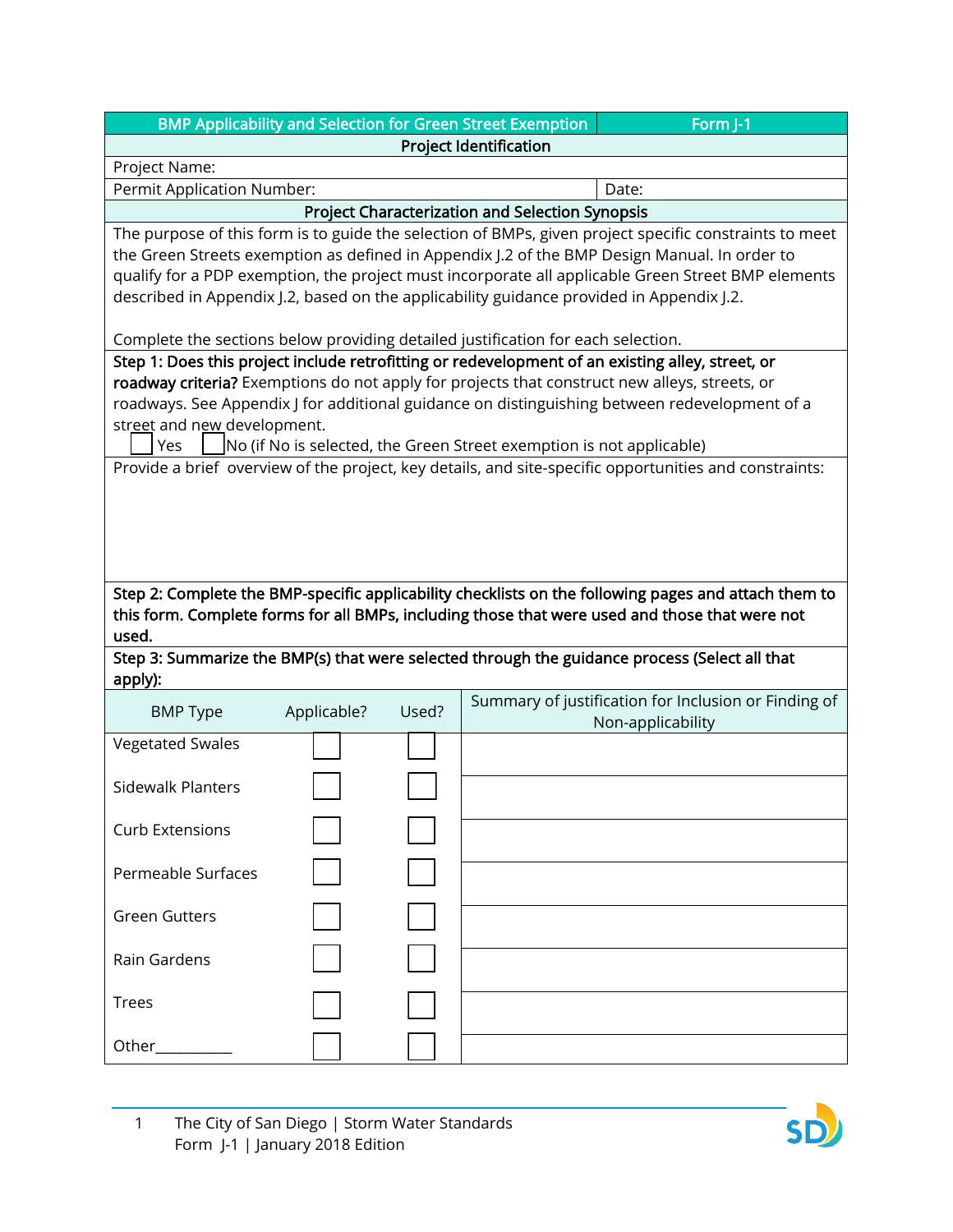| BMP Applicability and Selection for Green Street Exemption | Form J-1 |
|---|---|

**Project Identification**

Project Name:

Permit Application Number: | Date:

**Project Characterization and Selection Synopsis**

The purpose of this form is to guide the selection of BMPs, given project specific constraints to meet the Green Streets exemption as defined in Appendix J.2 of the BMP Design Manual. In order to qualify for a PDP exemption, the project must incorporate all applicable Green Street BMP elements described in Appendix J.2, based on the applicability guidance provided in Appendix J.2.

Complete the sections below providing detailed justification for each selection.

**Step 1: Does this project include retrofitting or redevelopment of an existing alley, street, or roadway criteria?** Exemptions do not apply for projects that construct new alleys, streets, or roadways. See Appendix J for additional guidance on distinguishing between redevelopment of a street and new development.

☐ Yes ☐ No (if No is selected, the Green Street exemption is not applicable)

Provide a brief overview of the project, key details, and site-specific opportunities and constraints:

**Step 2: Complete the BMP-specific applicability checklists on the following pages and attach them to this form. Complete forms for all BMPs, including those that were used and those that were not used.**

**Step 3: Summarize the BMP(s) that were selected through the guidance process (Select all that apply):**

| BMP Type | Applicable? | Used? | Summary of justification for Inclusion or Finding of Non-applicability |
|---|---|---|---|
| Vegetated Swales | ☐ | ☐ | |
| Sidewalk Planters | ☐ | ☐ | |
| Curb Extensions | ☐ | ☐ | |
| Permeable Surfaces | ☐ | ☐ | |
| Green Gutters | ☐ | ☐ | |
| Rain Gardens | ☐ | ☐ | |
| Trees | ☐ | ☐ | |
| Other__________ | ☐ | ☐ | |

The City of San Diego | Storm Water Standards
Form J-1 | January 2018 Edition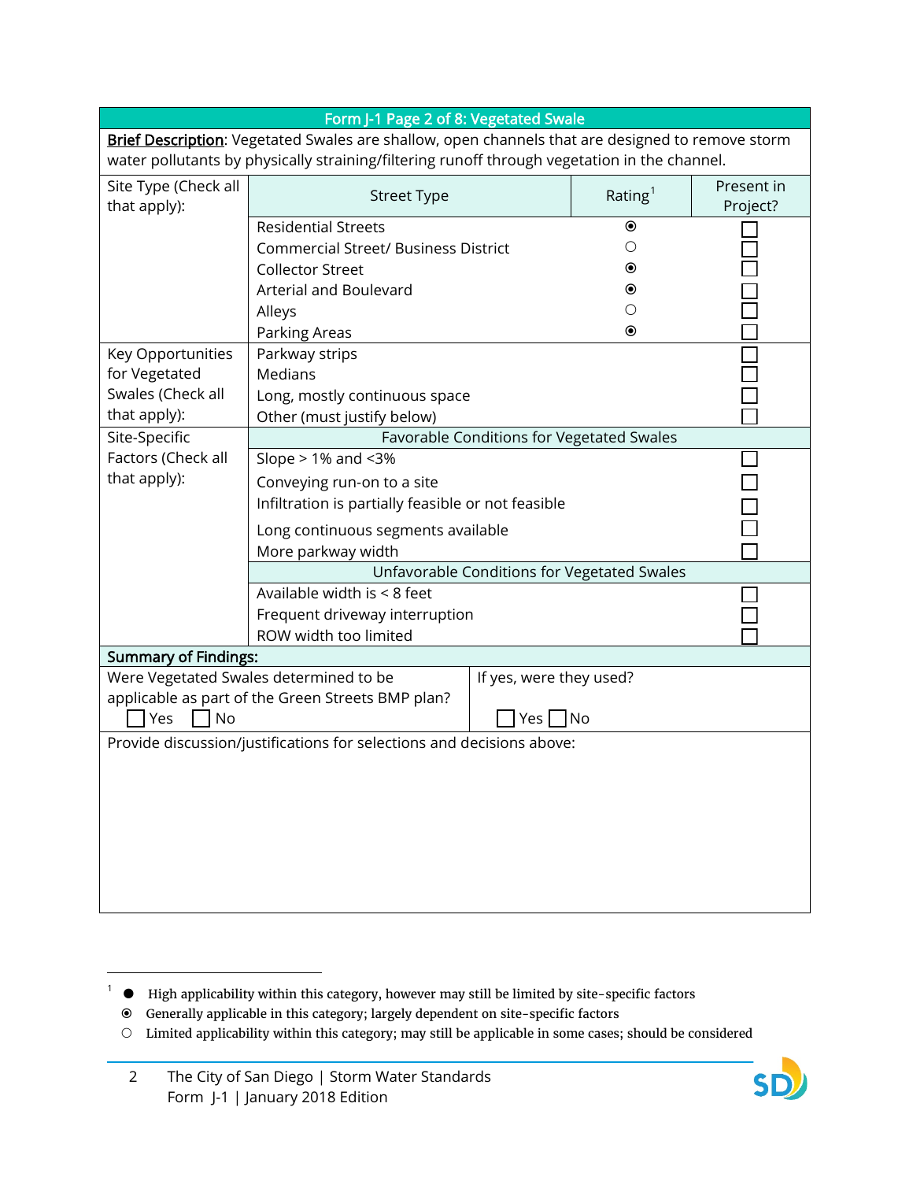## Form J-1 Page 2 of 8: Vegetated Swale

**Brief Description**: Vegetated Swales are shallow, open channels that are designed to remove storm water pollutants by physically straining/filtering runoff through vegetation in the channel.

| Site Type (Check all that apply): | Street Type | Rating[1] | Present in Project? |
|---|---|---|---|
| | Residential Streets | ◉ | ☐ |
| | Commercial Street/ Business District | ○ | ☐ |
| | Collector Street | ◉ | ☐ |
| | Arterial and Boulevard | ◉ | ☐ |
| | Alleys | ○ | ☐ |
| | Parking Areas | ◉ | ☐ |
| Key Opportunities for Vegetated Swales (Check all that apply): | Parkway strips | | ☐ |
| | Medians | | ☐ |
| | Long, mostly continuous space | | ☐ |
| | Other (must justify below) | | ☐ |
| Site-Specific Factors (Check all that apply): | **Favorable Conditions for Vegetated Swales** | | |
| | Slope > 1% and <3% | | ☐ |
| | Conveying run-on to a site | | ☐ |
| | Infiltration is partially feasible or not feasible | | ☐ |
| | Long continuous segments available | | ☐ |
| | More parkway width | | ☐ |
| | **Unfavorable Conditions for Vegetated Swales** | | |
| | Available width is < 8 feet | | ☐ |
| | Frequent driveway interruption | | ☐ |
| | ROW width too limited | | ☐ |

**Summary of Findings:**

| Were Vegetated Swales determined to be applicable as part of the Green Streets BMP plan? | If yes, were they used? |
|---|---|
| ☐ Yes ☐ No | ☐ Yes ☐ No |

Provide discussion/justifications for selections and decisions above:

---

[1] ● High applicability within this category, however may still be limited by site-specific factors
◉ Generally applicable in this category; largely dependent on site-specific factors
○ Limited applicability within this category; may still be applicable in some cases; should be considered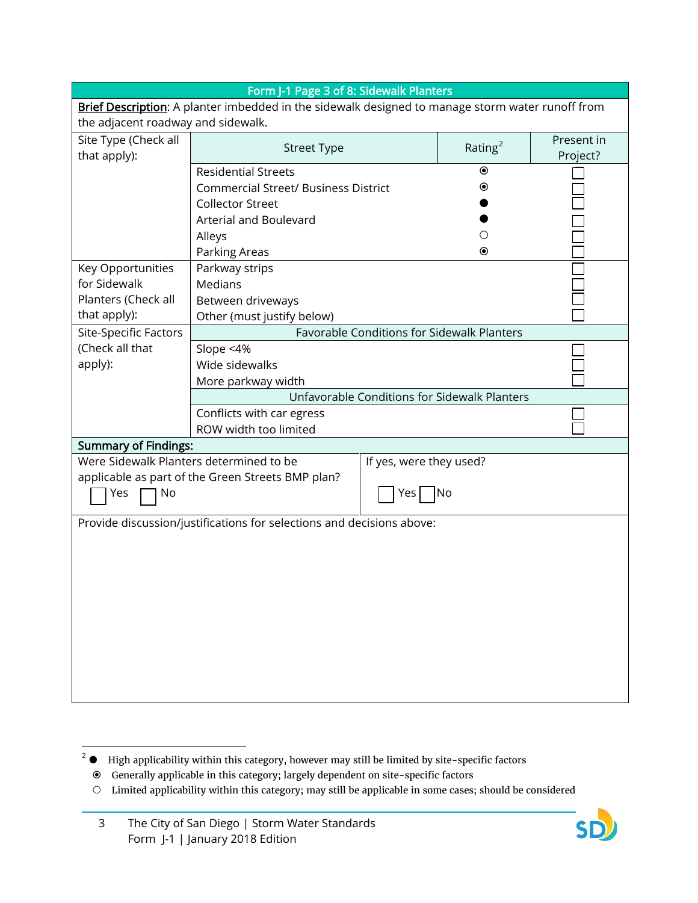## Form J-1 Page 3 of 8: Sidewalk Planters

**Brief Description**: A planter imbedded in the sidewalk designed to manage storm water runoff from the adjacent roadway and sidewalk.

| | | | |
|---|---|---|---|
| Site Type (Check all that apply): | **Street Type** | **Rating[2]** | **Present in Project?** |
| | Residential Streets | ⦿ | ☐ |
| | Commercial Street/ Business District | ⦿ | ☐ |
| | Collector Street | ● | ☐ |
| | Arterial and Boulevard | ● | ☐ |
| | Alleys | ○ | ☐ |
| | Parking Areas | ⦿ | ☐ |
| Key Opportunities for Sidewalk Planters (Check all that apply): | Parkway strips | | ☐ |
| | Medians | | ☐ |
| | Between driveways | | ☐ |
| | Other (must justify below) | | ☐ |
| Site-Specific Factors (Check all that apply): | **Favorable Conditions for Sidewalk Planters** | | |
| | Slope <4% | | ☐ |
| | Wide sidewalks | | ☐ |
| | More parkway width | | ☐ |
| | **Unfavorable Conditions for Sidewalk Planters** | | |
| | Conflicts with car egress | | ☐ |
| | ROW width too limited | | ☐ |

**Summary of Findings:**

| | |
|---|---|
| Were Sidewalk Planters determined to be applicable as part of the Green Streets BMP plan? ☐ Yes ☐ No | If yes, were they used? ☐ Yes ☐ No |

Provide discussion/justifications for selections and decisions above:

---

[2] ● High applicability within this category, however may still be limited by site-specific factors

⦿ Generally applicable in this category; largely dependent on site-specific factors

○ Limited applicability within this category; may still be applicable in some cases; should be considered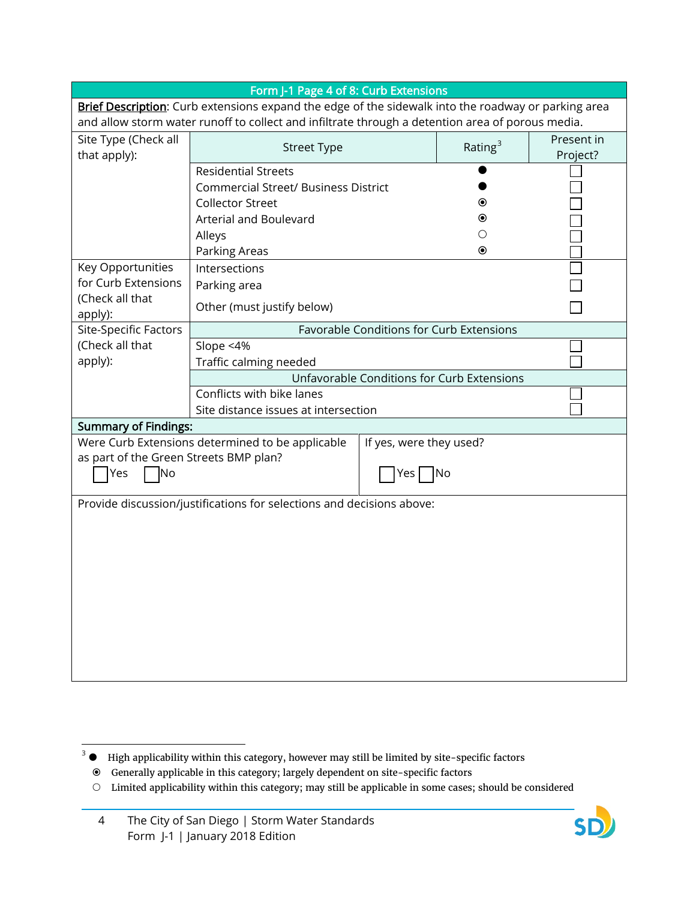## Form J-1 Page 4 of 8: Curb Extensions

**Brief Description**: Curb extensions expand the edge of the sidewalk into the roadway or parking area and allow storm water runoff to collect and infiltrate through a detention area of porous media.

| | | | |
|---|---|---|---|
| Site Type (Check all that apply): | Street Type | Rating[3] | Present in Project? |
| | Residential Streets | ● | ☐ |
| | Commercial Street/ Business District | ● | ☐ |
| | Collector Street | ⦿ | ☐ |
| | Arterial and Boulevard | ⦿ | ☐ |
| | Alleys | ○ | ☐ |
| | Parking Areas | ⦿ | ☐ |
| Key Opportunities for Curb Extensions (Check all that apply): | Intersections | | ☐ |
| | Parking area | | ☐ |
| | Other (must justify below) | | ☐ |
| Site-Specific Factors (Check all that apply): | Favorable Conditions for Curb Extensions | | |
| | Slope <4% | | ☐ |
| | Traffic calming needed | | ☐ |
| | Unfavorable Conditions for Curb Extensions | | |
| | Conflicts with bike lanes | | ☐ |
| | Site distance issues at intersection | | ☐ |

**Summary of Findings:**

| | |
|---|---|
| Were Curb Extensions determined to be applicable as part of the Green Streets BMP plan? ☐ Yes ☐ No | If yes, were they used? ☐ Yes ☐ No |

Provide discussion/justifications for selections and decisions above:

[3] ● High applicability within this category, however may still be limited by site-specific factors
⦿ Generally applicable in this category; largely dependent on site-specific factors
○ Limited applicability within this category; may still be applicable in some cases; should be considered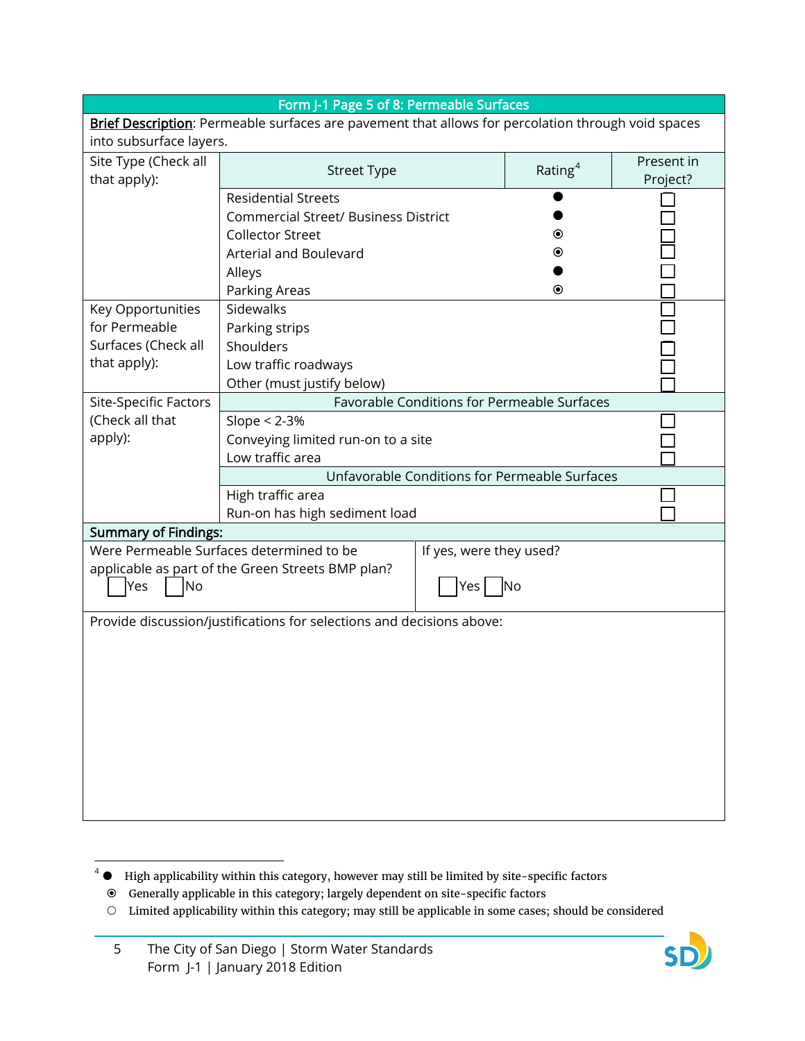## Form J-1 Page 5 of 8: Permeable Surfaces

**Brief Description**: Permeable surfaces are pavement that allows for percolation through void spaces into subsurface layers.

| | | | |
|---|---|---|---|
| Site Type (Check all that apply): | Street Type | Rating[4] | Present in Project? |
| | Residential Streets | ● | ☐ |
| | Commercial Street/ Business District | ● | ☐ |
| | Collector Street | ⦿ | ☐ |
| | Arterial and Boulevard | ⦿ | ☐ |
| | Alleys | ● | ☐ |
| | Parking Areas | ⦿ | ☐ |
| Key Opportunities for Permeable Surfaces (Check all that apply): | Sidewalks | | ☐ |
| | Parking strips | | ☐ |
| | Shoulders | | ☐ |
| | Low traffic roadways | | ☐ |
| | Other (must justify below) | | ☐ |
| Site-Specific Factors (Check all that apply): | Favorable Conditions for Permeable Surfaces | | |
| | Slope < 2-3% | | ☐ |
| | Conveying limited run-on to a site | | ☐ |
| | Low traffic area | | ☐ |
| | Unfavorable Conditions for Permeable Surfaces | | |
| | High traffic area | | ☐ |
| | Run-on has high sediment load | | ☐ |

**Summary of Findings:**

| | |
|---|---|
| Were Permeable Surfaces determined to be applicable as part of the Green Streets BMP plan? ☐ Yes ☐ No | If yes, were they used? ☐ Yes ☐ No |

Provide discussion/justifications for selections and decisions above:

---

[4] ● High applicability within this category, however may still be limited by site-specific factors
⦿ Generally applicable in this category; largely dependent on site-specific factors
○ Limited applicability within this category; may still be applicable in some cases; should be considered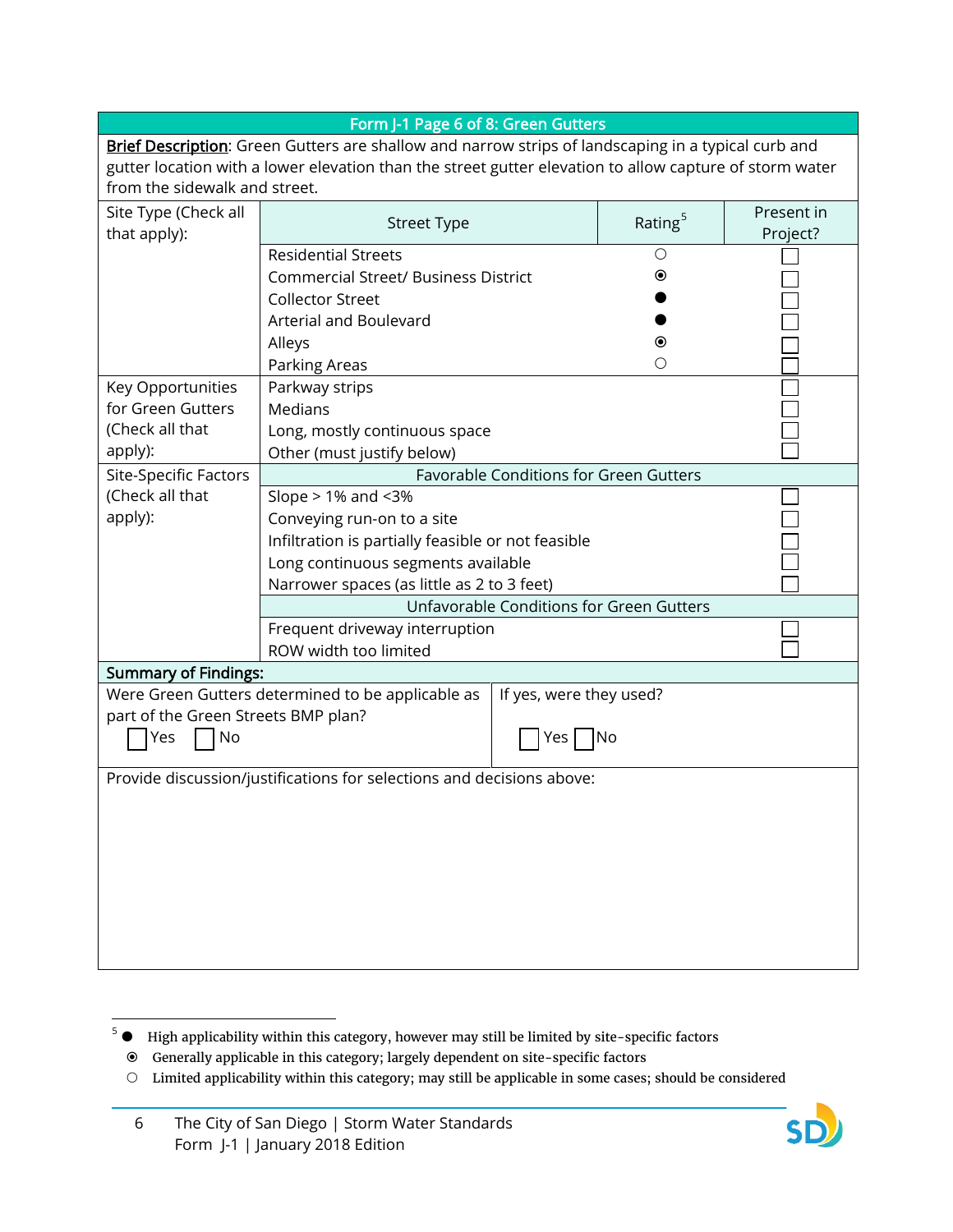| Form J-1 Page 6 of 8: Green Gutters | | | |
|---|---|---|---|
| **Brief Description**: Green Gutters are shallow and narrow strips of landscaping in a typical curb and gutter location with a lower elevation than the street gutter elevation to allow capture of storm water from the sidewalk and street. | | | |
| Site Type (Check all that apply): | Street Type | Rating[5] | Present in Project? |
| | Residential Streets | ○ | ☐ |
| | Commercial Street/ Business District | ◉ | ☐ |
| | Collector Street | ● | ☐ |
| | Arterial and Boulevard | ● | ☐ |
| | Alleys | ◉ | ☐ |
| | Parking Areas | ○ | ☐ |
| Key Opportunities for Green Gutters (Check all that apply): | Parkway strips | | ☐ |
| | Medians | | ☐ |
| | Long, mostly continuous space | | ☐ |
| | Other (must justify below) | | ☐ |
| Site-Specific Factors (Check all that apply): | Favorable Conditions for Green Gutters | | |
| | Slope > 1% and <3% | | ☐ |
| | Conveying run-on to a site | | ☐ |
| | Infiltration is partially feasible or not feasible | | ☐ |
| | Long continuous segments available | | ☐ |
| | Narrower spaces (as little as 2 to 3 feet) | | ☐ |
| | Unfavorable Conditions for Green Gutters | | |
| | Frequent driveway interruption | | ☐ |
| | ROW width too limited | | ☐ |

**Summary of Findings:**

| | |
|---|---|
| Were Green Gutters determined to be applicable as part of the Green Streets BMP plan? ☐ Yes ☐ No | If yes, were they used? ☐ Yes ☐ No |

Provide discussion/justifications for selections and decisions above:

---

[5] ● High applicability within this category, however may still be limited by site-specific factors
◉ Generally applicable in this category; largely dependent on site-specific factors
○ Limited applicability within this category; may still be applicable in some cases; should be considered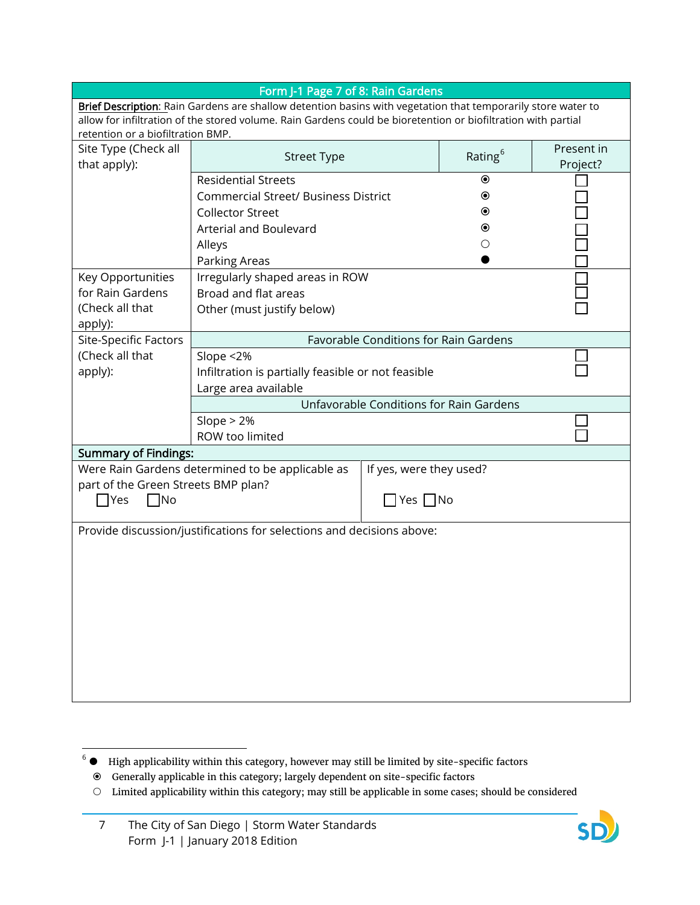## Form J-1 Page 7 of 8: Rain Gardens

**Brief Description:** Rain Gardens are shallow detention basins with vegetation that temporarily store water to allow for infiltration of the stored volume. Rain Gardens could be bioretention or biofiltration with partial retention or a biofiltration BMP.

| | | | |
|---|---|---|---|
| Site Type (Check all that apply): | Street Type | Rating[6] | Present in Project? |
| | Residential Streets | ◉ | ☐ |
| | Commercial Street/ Business District | ◉ | ☐ |
| | Collector Street | ◉ | ☐ |
| | Arterial and Boulevard | ◉ | ☐ |
| | Alleys | ○ | ☐ |
| | Parking Areas | ● | ☐ |
| Key Opportunities for Rain Gardens (Check all that apply): | Irregularly shaped areas in ROW | | ☐ |
| | Broad and flat areas | | ☐ |
| | Other (must justify below) | | ☐ |
| Site-Specific Factors (Check all that apply): | Favorable Conditions for Rain Gardens | | |
| | Slope <2% | | ☐ |
| | Infiltration is partially feasible or not feasible | | ☐ |
| | Large area available | | |
| | Unfavorable Conditions for Rain Gardens | | |
| | Slope > 2% | | ☐ |
| | ROW too limited | | ☐ |

**Summary of Findings:**

| | |
|---|---|
| Were Rain Gardens determined to be applicable as part of the Green Streets BMP plan? ☐Yes ☐No | If yes, were they used? ☐ Yes ☐No |

Provide discussion/justifications for selections and decisions above:

---

[6] ● High applicability within this category, however may still be limited by site-specific factors
◉ Generally applicable in this category; largely dependent on site-specific factors
○ Limited applicability within this category; may still be applicable in some cases; should be considered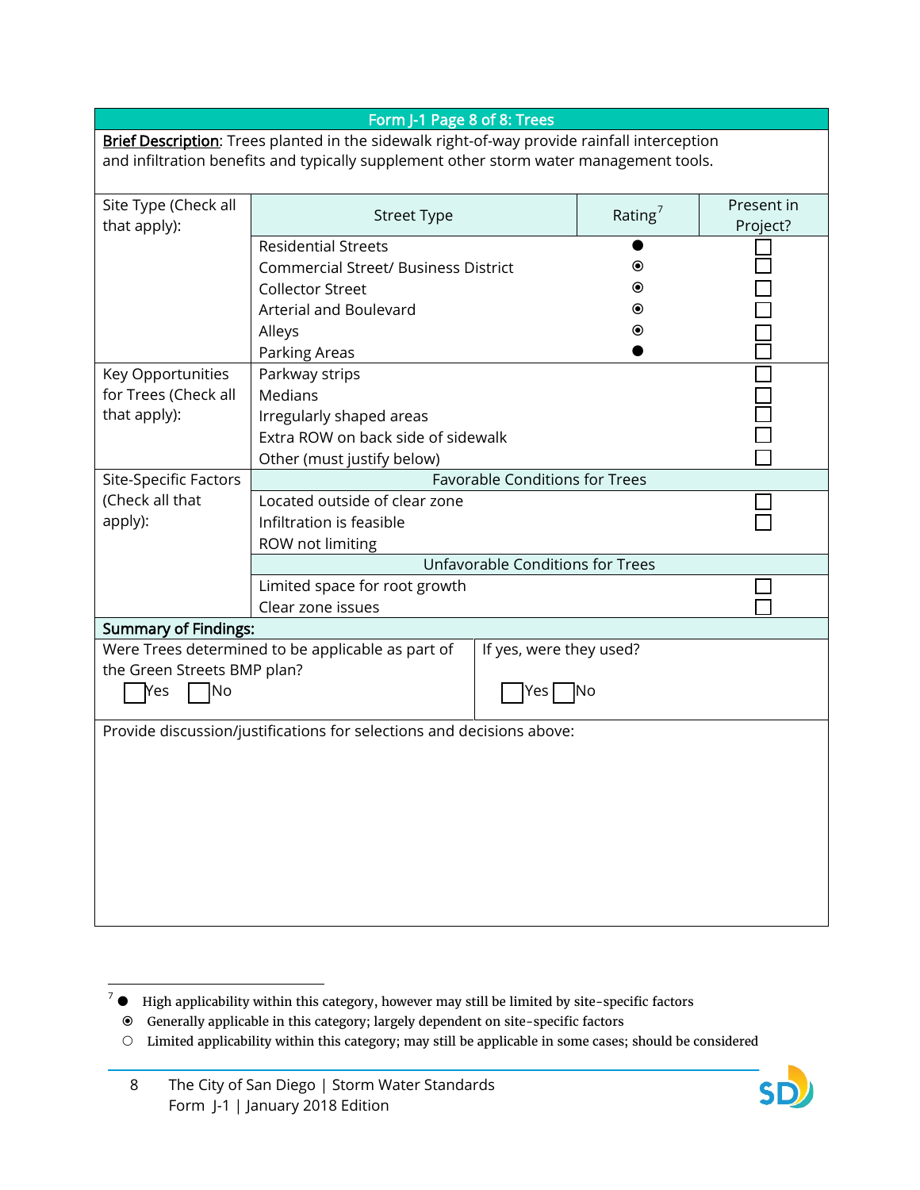## Form J-1 Page 8 of 8: Trees

**Brief Description**: Trees planted in the sidewalk right-of-way provide rainfall interception and infiltration benefits and typically supplement other storm water management tools.

| Site Type (Check all that apply): | Street Type | Rating[7] | Present in Project? |
|---|---|---|---|
| | Residential Streets | ● | ☐ |
| | Commercial Street/ Business District | ⦿ | ☐ |
| | Collector Street | ⦿ | ☐ |
| | Arterial and Boulevard | ⦿ | ☐ |
| | Alleys | ⦿ | ☐ |
| | Parking Areas | ● | ☐ |
| Key Opportunities for Trees (Check all that apply): | Parkway strips | | ☐ |
| | Medians | | ☐ |
| | Irregularly shaped areas | | ☐ |
| | Extra ROW on back side of sidewalk | | ☐ |
| | Other (must justify below) | | ☐ |
| Site-Specific Factors (Check all that apply): | **Favorable Conditions for Trees** | | |
| | Located outside of clear zone | | ☐ |
| | Infiltration is feasible | | ☐ |
| | ROW not limiting | | |
| | **Unfavorable Conditions for Trees** | | |
| | Limited space for root growth | | ☐ |
| | Clear zone issues | | ☐ |

**Summary of Findings:**

| | |
|---|---|
| Were Trees determined to be applicable as part of the Green Streets BMP plan? ☐ Yes ☐ No | If yes, were they used? ☐ Yes ☐ No |

Provide discussion/justifications for selections and decisions above:

---

[7] ● High applicability within this category, however may still be limited by site-specific factors

⦿ Generally applicable in this category; largely dependent on site-specific factors

○ Limited applicability within this category; may still be applicable in some cases; should be considered